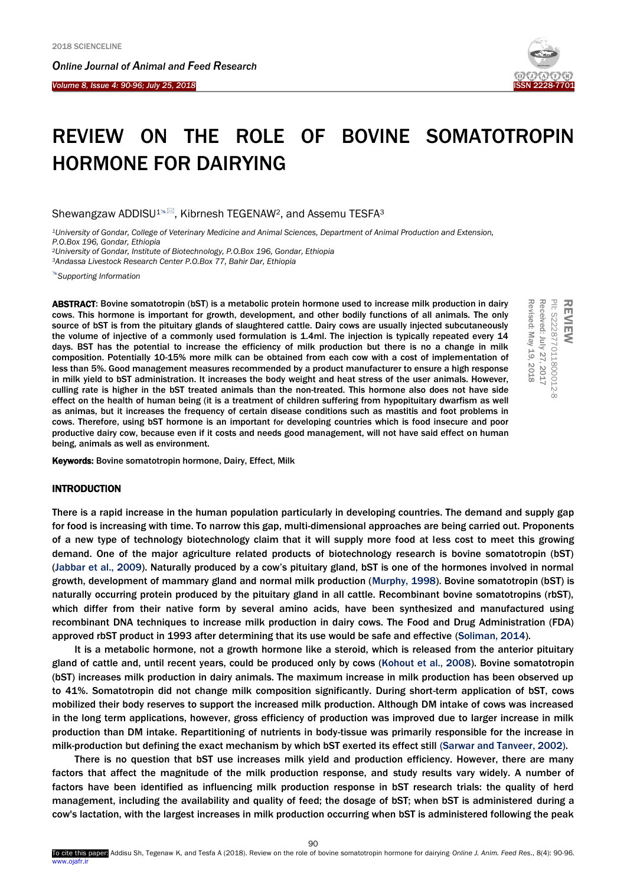# REVIEW ON THE ROLE OF BOVINE SOMATOTROPIN HORMONE FOR DAIRYING

Shewangzaw ADDISU[1], Kibrnesh TEGENAW[2], and Assemu TESFA[3]

[1]*University of Gondar, College of Veterinary Medicine and Animal Sciences, Department of Animal Production and Extension, P.O.Box 196, Gondar, Ethiopia*
[2]*University of Gondar, Institute of Biotechnology, P.O.Box 196, Gondar, Ethiopia*
[3]*Andassa Livestock Research Center P.O.Box 77, Bahir Dar, Ethiopia*

*Supporting Information*

**REVIEW**
PII: S222877011800012-8
Received: July 27, 2017
Revised: May 19, 2018

**ABSTRACT**: Bovine somatotropin (bST) is a metabolic protein hormone used to increase milk production in dairy cows. This hormone is important for growth, development, and other bodily functions of all animals. The only source of bST is from the pituitary glands of slaughtered cattle. Dairy cows are usually injected subcutaneously the volume of injective of a commonly used formulation is 1.4ml. The injection is typically repeated every 14 days. BST has the potential to increase the efficiency of milk production but there is no a change in milk composition. Potentially 10-15% more milk can be obtained from each cow with a cost of implementation of less than 5%. Good management measures recommended by a product manufacturer to ensure a high response in milk yield to bST administration. It increases the body weight and heat stress of the user animals. However, culling rate is higher in the bST treated animals than the non-treated. This hormone also does not have side effect on the health of human being (it is a treatment of children suffering from hypopituitary dwarfism as well as animas, but it increases the frequency of certain disease conditions such as mastitis and foot problems in cows. Therefore, using bST hormone is an important for developing countries which is food insecure and poor productive dairy cow, because even if it costs and needs good management, will not have said effect on human being, animals as well as environment.

**Keywords:** Bovine somatotropin hormone, Dairy, Effect, Milk

## INTRODUCTION

There is a rapid increase in the human population particularly in developing countries. The demand and supply gap for food is increasing with time. To narrow this gap, multi-dimensional approaches are being carried out. Proponents of a new type of technology biotechnology claim that it will supply more food at less cost to meet this growing demand. One of the major agriculture related products of biotechnology research is bovine somatotropin (bST) (Jabbar et al., 2009). Naturally produced by a cow's pituitary gland, bST is one of the hormones involved in normal growth, development of mammary gland and normal milk production (Murphy, 1998). Bovine somatotropin (bST) is naturally occurring protein produced by the pituitary gland in all cattle. Recombinant bovine somatotropins (rbST), which differ from their native form by several amino acids, have been synthesized and manufactured using recombinant DNA techniques to increase milk production in dairy cows. The Food and Drug Administration (FDA) approved rbST product in 1993 after determining that its use would be safe and effective (Soliman, 2014).

It is a metabolic hormone, not a growth hormone like a steroid, which is released from the anterior pituitary gland of cattle and, until recent years, could be produced only by cows (Kohout et al., 2008). Bovine somatotropin (bST) increases milk production in dairy animals. The maximum increase in milk production has been observed up to 41%. Somatotropin did not change milk composition significantly. During short-term application of bST, cows mobilized their body reserves to support the increased milk production. Although DM intake of cows was increased in the long term applications, however, gross efficiency of production was improved due to larger increase in milk production than DM intake. Repartitioning of nutrients in body-tissue was primarily responsible for the increase in milk-production but defining the exact mechanism by which bST exerted its effect still (Sarwar and Tanveer, 2002).

There is no question that bST use increases milk yield and production efficiency. However, there are many factors that affect the magnitude of the milk production response, and study results vary widely. A number of factors have been identified as influencing milk production response in bST research trials: the quality of herd management, including the availability and quality of feed; the dosage of bST; when bST is administered during a cow's lactation, with the largest increases in milk production occurring when bST is administered following the peak

To cite this paper: Addisu Sh, Tegenaw K, and Tesfa A (2018). Review on the role of bovine somatotropin hormone for dairying. *Online J. Anim. Feed Res.*, 8(4): 90-96. www.ojafr.ir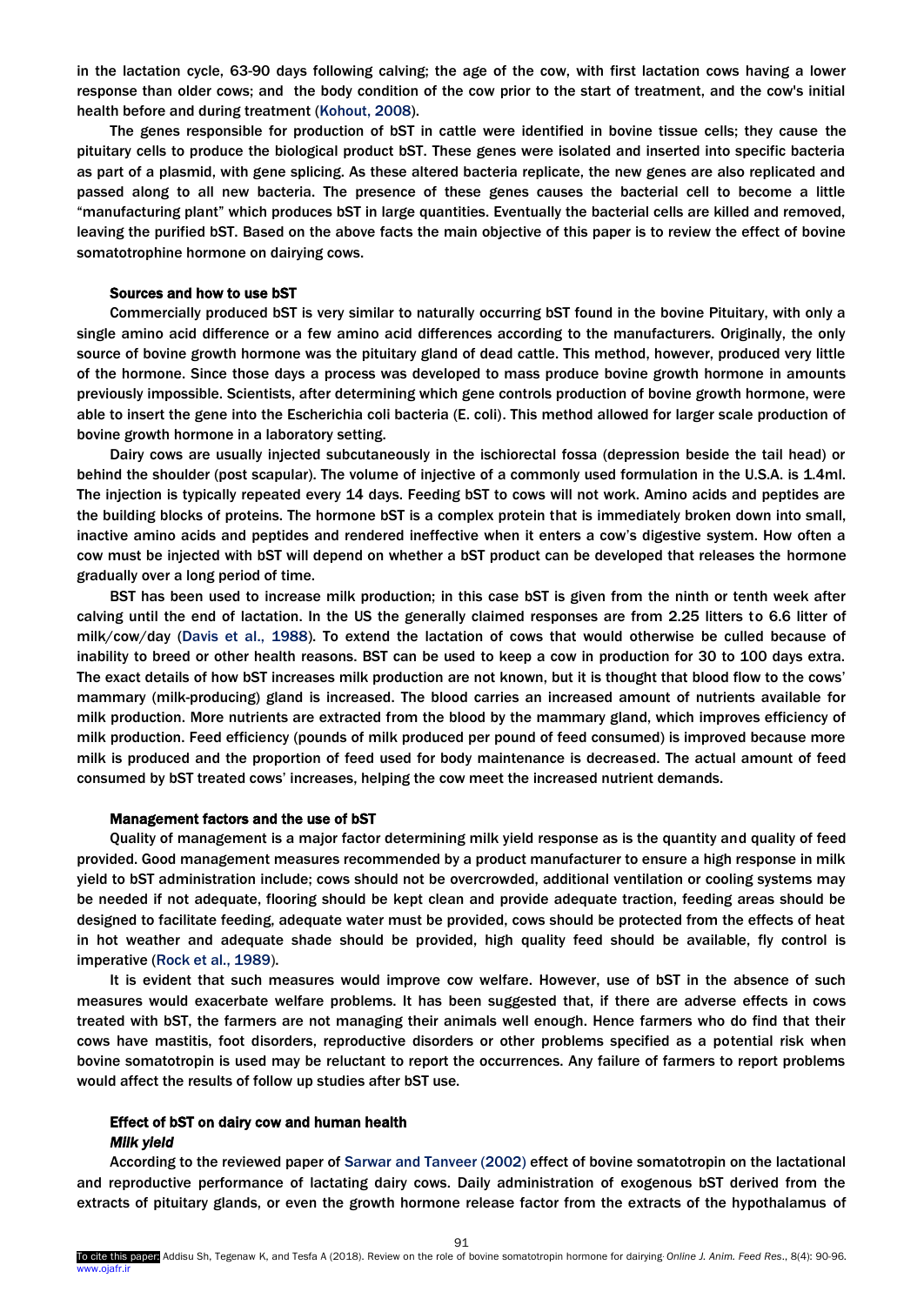in the lactation cycle, 63-90 days following calving; the age of the cow, with first lactation cows having a lower response than older cows; and the body condition of the cow prior to the start of treatment, and the cow's initial health before and during treatment (Kohout, 2008).

The genes responsible for production of bST in cattle were identified in bovine tissue cells; they cause the pituitary cells to produce the biological product bST. These genes were isolated and inserted into specific bacteria as part of a plasmid, with gene splicing. As these altered bacteria replicate, the new genes are also replicated and passed along to all new bacteria. The presence of these genes causes the bacterial cell to become a little "manufacturing plant" which produces bST in large quantities. Eventually the bacterial cells are killed and removed, leaving the purified bST. Based on the above facts the main objective of this paper is to review the effect of bovine somatotrophine hormone on dairying cows.

### Sources and how to use bST

Commercially produced bST is very similar to naturally occurring bST found in the bovine Pituitary, with only a single amino acid difference or a few amino acid differences according to the manufacturers. Originally, the only source of bovine growth hormone was the pituitary gland of dead cattle. This method, however, produced very little of the hormone. Since those days a process was developed to mass produce bovine growth hormone in amounts previously impossible. Scientists, after determining which gene controls production of bovine growth hormone, were able to insert the gene into the Escherichia coli bacteria (E. coli). This method allowed for larger scale production of bovine growth hormone in a laboratory setting.

Dairy cows are usually injected subcutaneously in the ischiorectal fossa (depression beside the tail head) or behind the shoulder (post scapular). The volume of injective of a commonly used formulation in the U.S.A. is 1.4ml. The injection is typically repeated every 14 days. Feeding bST to cows will not work. Amino acids and peptides are the building blocks of proteins. The hormone bST is a complex protein that is immediately broken down into small, inactive amino acids and peptides and rendered ineffective when it enters a cow's digestive system. How often a cow must be injected with bST will depend on whether a bST product can be developed that releases the hormone gradually over a long period of time.

BST has been used to increase milk production; in this case bST is given from the ninth or tenth week after calving until the end of lactation. In the US the generally claimed responses are from 2.25 litters to 6.6 litter of milk/cow/day (Davis et al., 1988). To extend the lactation of cows that would otherwise be culled because of inability to breed or other health reasons. BST can be used to keep a cow in production for 30 to 100 days extra. The exact details of how bST increases milk production are not known, but it is thought that blood flow to the cows' mammary (milk-producing) gland is increased. The blood carries an increased amount of nutrients available for milk production. More nutrients are extracted from the blood by the mammary gland, which improves efficiency of milk production. Feed efficiency (pounds of milk produced per pound of feed consumed) is improved because more milk is produced and the proportion of feed used for body maintenance is decreased. The actual amount of feed consumed by bST treated cows' increases, helping the cow meet the increased nutrient demands.

### Management factors and the use of bST

Quality of management is a major factor determining milk yield response as is the quantity and quality of feed provided. Good management measures recommended by a product manufacturer to ensure a high response in milk yield to bST administration include; cows should not be overcrowded, additional ventilation or cooling systems may be needed if not adequate, flooring should be kept clean and provide adequate traction, feeding areas should be designed to facilitate feeding, adequate water must be provided, cows should be protected from the effects of heat in hot weather and adequate shade should be provided, high quality feed should be available, fly control is imperative (Rock et al., 1989).

It is evident that such measures would improve cow welfare. However, use of bST in the absence of such measures would exacerbate welfare problems. It has been suggested that, if there are adverse effects in cows treated with bST, the farmers are not managing their animals well enough. Hence farmers who do find that their cows have mastitis, foot disorders, reproductive disorders or other problems specified as a potential risk when bovine somatotropin is used may be reluctant to report the occurrences. Any failure of farmers to report problems would affect the results of follow up studies after bST use.

### Effect of bST on dairy cow and human health

#### *Milk yield*

According to the reviewed paper of Sarwar and Tanveer (2002) effect of bovine somatotropin on the lactational and reproductive performance of lactating dairy cows. Daily administration of exogenous bST derived from the extracts of pituitary glands, or even the growth hormone release factor from the extracts of the hypothalamus of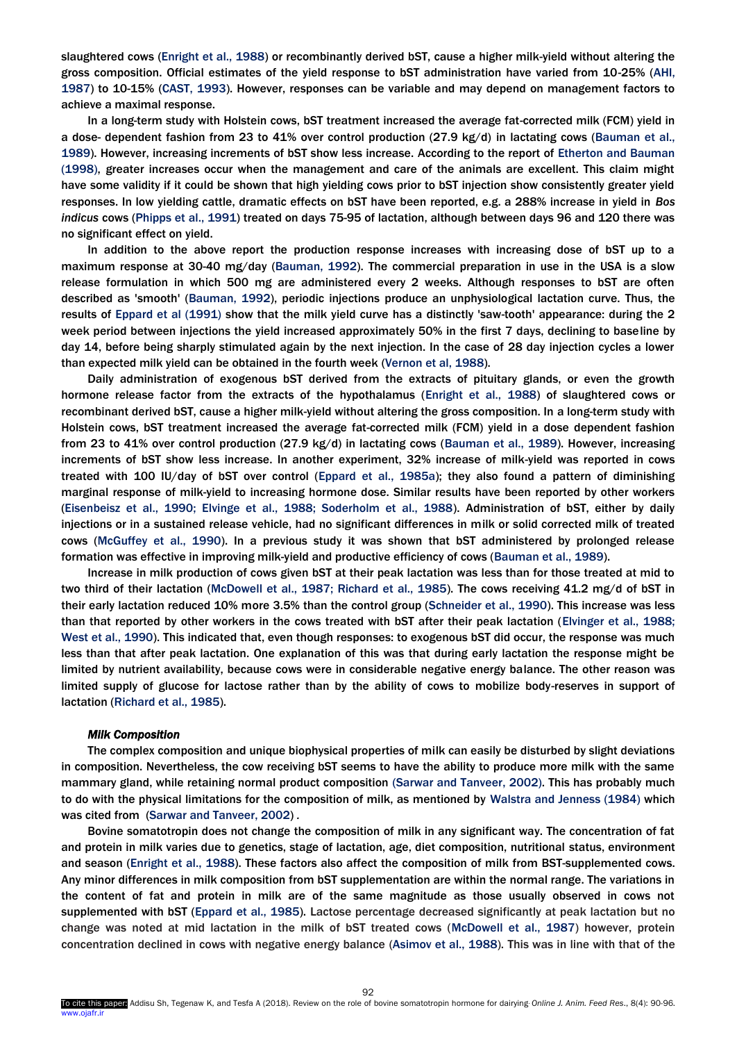slaughtered cows (Enright et al., 1988) or recombinantly derived bST, cause a higher milk-yield without altering the gross composition. Official estimates of the yield response to bST administration have varied from 10-25% (AHI, 1987) to 10-15% (CAST, 1993). However, responses can be variable and may depend on management factors to achieve a maximal response.

In a long-term study with Holstein cows, bST treatment increased the average fat-corrected milk (FCM) yield in a dose- dependent fashion from 23 to 41% over control production (27.9 kg/d) in lactating cows (Bauman et al., 1989). However, increasing increments of bST show less increase. According to the report of Etherton and Bauman (1998), greater increases occur when the management and care of the animals are excellent. This claim might have some validity if it could be shown that high yielding cows prior to bST injection show consistently greater yield responses. In low yielding cattle, dramatic effects on bST have been reported, e.g. a 288% increase in yield in *Bos indicus* cows (Phipps et al., 1991) treated on days 75-95 of lactation, although between days 96 and 120 there was no significant effect on yield.

In addition to the above report the production response increases with increasing dose of bST up to a maximum response at 30-40 mg/day (Bauman, 1992). The commercial preparation in use in the USA is a slow release formulation in which 500 mg are administered every 2 weeks. Although responses to bST are often described as 'smooth' (Bauman, 1992), periodic injections produce an unphysiological lactation curve. Thus, the results of Eppard et al (1991) show that the milk yield curve has a distinctly 'saw-tooth' appearance: during the 2 week period between injections the yield increased approximately 50% in the first 7 days, declining to baseline by day 14, before being sharply stimulated again by the next injection. In the case of 28 day injection cycles a lower than expected milk yield can be obtained in the fourth week (Vernon et al, 1988).

Daily administration of exogenous bST derived from the extracts of pituitary glands, or even the growth hormone release factor from the extracts of the hypothalamus (Enright et al., 1988) of slaughtered cows or recombinant derived bST, cause a higher milk-yield without altering the gross composition. In a long-term study with Holstein cows, bST treatment increased the average fat-corrected milk (FCM) yield in a dose dependent fashion from 23 to 41% over control production (27.9 kg/d) in lactating cows (Bauman et al., 1989). However, increasing increments of bST show less increase. In another experiment, 32% increase of milk-yield was reported in cows treated with 100 IU/day of bST over control (Eppard et al., 1985a); they also found a pattern of diminishing marginal response of milk-yield to increasing hormone dose. Similar results have been reported by other workers (Eisenbeisz et al., 1990; Elvinge et al., 1988; Soderholm et al., 1988). Administration of bST, either by daily injections or in a sustained release vehicle, had no significant differences in milk or solid corrected milk of treated cows (McGuffey et al., 1990). In a previous study it was shown that bST administered by prolonged release formation was effective in improving milk-yield and productive efficiency of cows (Bauman et al., 1989).

Increase in milk production of cows given bST at their peak lactation was less than for those treated at mid to two third of their lactation (McDowell et al., 1987; Richard et al., 1985). The cows receiving 41.2 mg/d of bST in their early lactation reduced 10% more 3.5% than the control group (Schneider et al., 1990). This increase was less than that reported by other workers in the cows treated with bST after their peak lactation (Elvinger et al., 1988; West et al., 1990). This indicated that, even though responses: to exogenous bST did occur, the response was much less than that after peak lactation. One explanation of this was that during early lactation the response might be limited by nutrient availability, because cows were in considerable negative energy balance. The other reason was limited supply of glucose for lactose rather than by the ability of cows to mobilize body-reserves in support of lactation (Richard et al., 1985).

#### *Milk Composition*

The complex composition and unique biophysical properties of milk can easily be disturbed by slight deviations in composition. Nevertheless, the cow receiving bST seems to have the ability to produce more milk with the same mammary gland, while retaining normal product composition (Sarwar and Tanveer, 2002). This has probably much to do with the physical limitations for the composition of milk, as mentioned by Walstra and Jenness (1984) which was cited from (Sarwar and Tanveer, 2002) .

Bovine somatotropin does not change the composition of milk in any significant way. The concentration of fat and protein in milk varies due to genetics, stage of lactation, age, diet composition, nutritional status, environment and season (Enright et al., 1988). These factors also affect the composition of milk from BST-supplemented cows. Any minor differences in milk composition from bST supplementation are within the normal range. The variations in the content of fat and protein in milk are of the same magnitude as those usually observed in cows not supplemented with bST (Eppard et al., 1985). Lactose percentage decreased significantly at peak lactation but no change was noted at mid lactation in the milk of bST treated cows (McDowell et al., 1987) however, protein concentration declined in cows with negative energy balance (Asimov et al., 1988). This was in line with that of the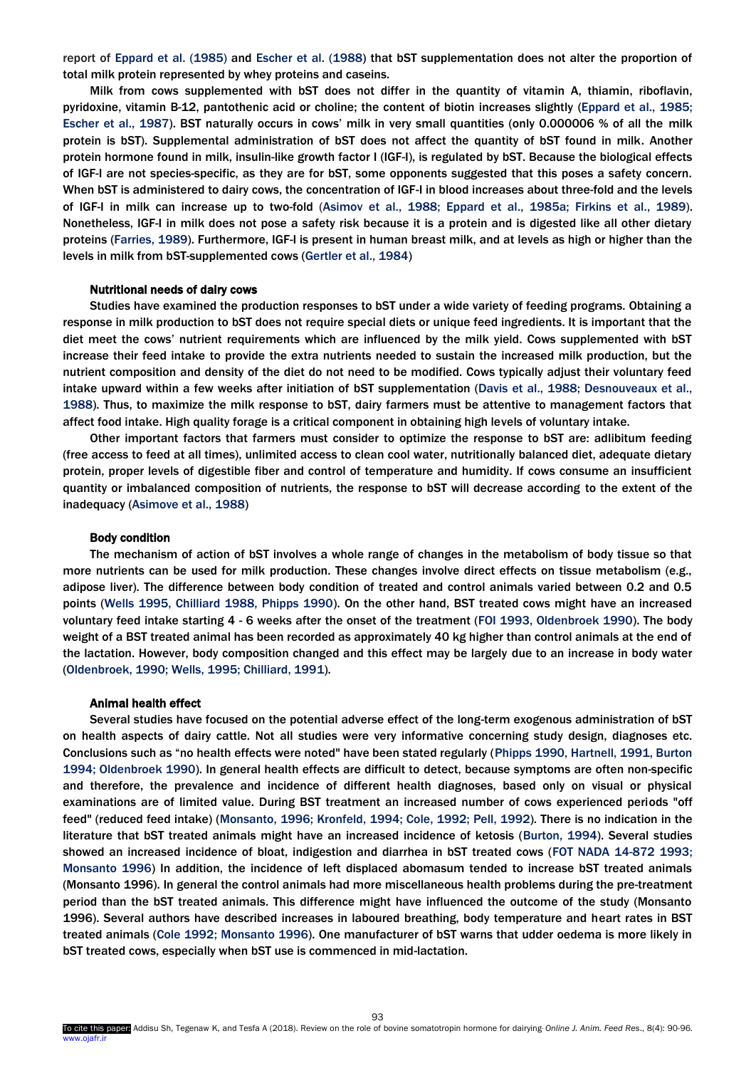report of Eppard et al. (1985) and Escher et al. (1988) that bST supplementation does not alter the proportion of total milk protein represented by whey proteins and caseins.

Milk from cows supplemented with bST does not differ in the quantity of vitamin A, thiamin, riboflavin, pyridoxine, vitamin B-12, pantothenic acid or choline; the content of biotin increases slightly (Eppard et al., 1985; Escher et al., 1987). BST naturally occurs in cows' milk in very small quantities (only 0.000006 % of all the milk protein is bST). Supplemental administration of bST does not affect the quantity of bST found in milk. Another protein hormone found in milk, insulin-like growth factor I (IGF-I), is regulated by bST. Because the biological effects of IGF-I are not species-specific, as they are for bST, some opponents suggested that this poses a safety concern. When bST is administered to dairy cows, the concentration of IGF-I in blood increases about three-fold and the levels of IGF-I in milk can increase up to two-fold (Asimov et al., 1988; Eppard et al., 1985a; Firkins et al., 1989). Nonetheless, IGF-I in milk does not pose a safety risk because it is a protein and is digested like all other dietary proteins (Farries, 1989). Furthermore, IGF-I is present in human breast milk, and at levels as high or higher than the levels in milk from bST-supplemented cows (Gertler et al., 1984)

### Nutritional needs of dairy cows

Studies have examined the production responses to bST under a wide variety of feeding programs. Obtaining a response in milk production to bST does not require special diets or unique feed ingredients. It is important that the diet meet the cows' nutrient requirements which are influenced by the milk yield. Cows supplemented with bST increase their feed intake to provide the extra nutrients needed to sustain the increased milk production, but the nutrient composition and density of the diet do not need to be modified. Cows typically adjust their voluntary feed intake upward within a few weeks after initiation of bST supplementation (Davis et al., 1988; Desnouveaux et al., 1988). Thus, to maximize the milk response to bST, dairy farmers must be attentive to management factors that affect food intake. High quality forage is a critical component in obtaining high levels of voluntary intake.

Other important factors that farmers must consider to optimize the response to bST are: adlibitum feeding (free access to feed at all times), unlimited access to clean cool water, nutritionally balanced diet, adequate dietary protein, proper levels of digestible fiber and control of temperature and humidity. If cows consume an insufficient quantity or imbalanced composition of nutrients, the response to bST will decrease according to the extent of the inadequacy (Asimove et al., 1988)

### Body condition

The mechanism of action of bST involves a whole range of changes in the metabolism of body tissue so that more nutrients can be used for milk production. These changes involve direct effects on tissue metabolism (e.g., adipose liver). The difference between body condition of treated and control animals varied between 0.2 and 0.5 points (Wells 1995, Chilliard 1988, Phipps 1990). On the other hand, BST treated cows might have an increased voluntary feed intake starting 4 - 6 weeks after the onset of the treatment (FOI 1993, Oldenbroek 1990). The body weight of a BST treated animal has been recorded as approximately 40 kg higher than control animals at the end of the lactation. However, body composition changed and this effect may be largely due to an increase in body water (Oldenbroek, 1990; Wells, 1995; Chilliard, 1991).

### Animal health effect

Several studies have focused on the potential adverse effect of the long-term exogenous administration of bST on health aspects of dairy cattle. Not all studies were very informative concerning study design, diagnoses etc. Conclusions such as "no health effects were noted" have been stated regularly (Phipps 1990, Hartnell, 1991, Burton 1994; Oldenbroek 1990). In general health effects are difficult to detect, because symptoms are often non-specific and therefore, the prevalence and incidence of different health diagnoses, based only on visual or physical examinations are of limited value. During BST treatment an increased number of cows experienced periods "off feed" (reduced feed intake) (Monsanto, 1996; Kronfeld, 1994; Cole, 1992; Pell, 1992). There is no indication in the literature that bST treated animals might have an increased incidence of ketosis (Burton, 1994). Several studies showed an increased incidence of bloat, indigestion and diarrhea in bST treated cows (FOT NADA 14-872 1993; Monsanto 1996) In addition, the incidence of left displaced abomasum tended to increase bST treated animals (Monsanto 1996). In general the control animals had more miscellaneous health problems during the pre-treatment period than the bST treated animals. This difference might have influenced the outcome of the study (Monsanto 1996). Several authors have described increases in laboured breathing, body temperature and heart rates in BST treated animals (Cole 1992; Monsanto 1996). One manufacturer of bST warns that udder oedema is more likely in bST treated cows, especially when bST use is commenced in mid-lactation.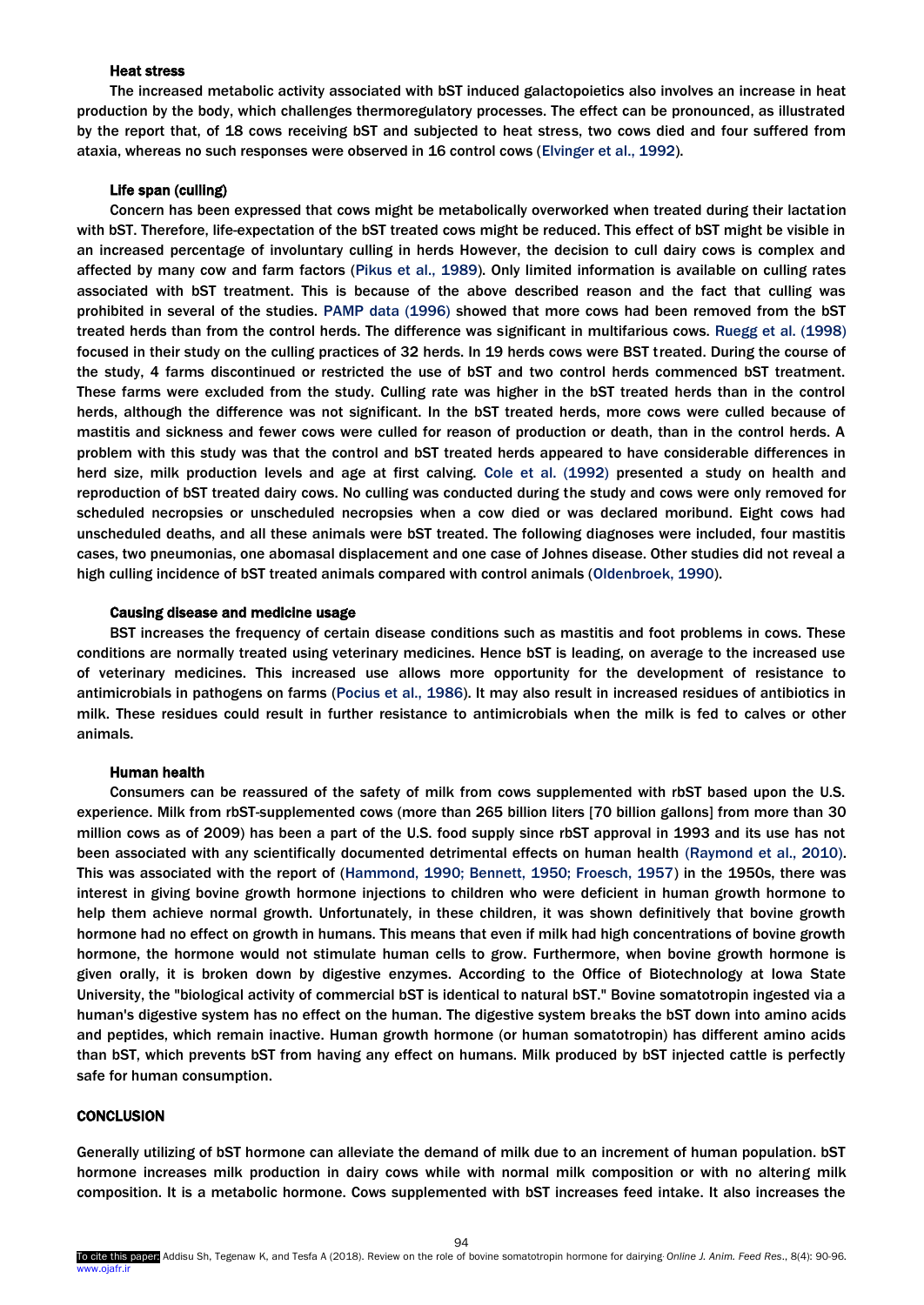### Heat stress

The increased metabolic activity associated with bST induced galactopoietics also involves an increase in heat production by the body, which challenges thermoregulatory processes. The effect can be pronounced, as illustrated by the report that, of 18 cows receiving bST and subjected to heat stress, two cows died and four suffered from ataxia, whereas no such responses were observed in 16 control cows (Elvinger et al., 1992).

### Life span (culling)

Concern has been expressed that cows might be metabolically overworked when treated during their lactation with bST. Therefore, life-expectation of the bST treated cows might be reduced. This effect of bST might be visible in an increased percentage of involuntary culling in herds However, the decision to cull dairy cows is complex and affected by many cow and farm factors (Pikus et al., 1989). Only limited information is available on culling rates associated with bST treatment. This is because of the above described reason and the fact that culling was prohibited in several of the studies. PAMP data (1996) showed that more cows had been removed from the bST treated herds than from the control herds. The difference was significant in multifarious cows. Ruegg et al. (1998) focused in their study on the culling practices of 32 herds. In 19 herds cows were BST treated. During the course of the study, 4 farms discontinued or restricted the use of bST and two control herds commenced bST treatment. These farms were excluded from the study. Culling rate was higher in the bST treated herds than in the control herds, although the difference was not significant. In the bST treated herds, more cows were culled because of mastitis and sickness and fewer cows were culled for reason of production or death, than in the control herds. A problem with this study was that the control and bST treated herds appeared to have considerable differences in herd size, milk production levels and age at first calving. Cole et al. (1992) presented a study on health and reproduction of bST treated dairy cows. No culling was conducted during the study and cows were only removed for scheduled necropsies or unscheduled necropsies when a cow died or was declared moribund. Eight cows had unscheduled deaths, and all these animals were bST treated. The following diagnoses were included, four mastitis cases, two pneumonias, one abomasal displacement and one case of Johnes disease. Other studies did not reveal a high culling incidence of bST treated animals compared with control animals (Oldenbroek, 1990).

### Causing disease and medicine usage

BST increases the frequency of certain disease conditions such as mastitis and foot problems in cows. These conditions are normally treated using veterinary medicines. Hence bST is leading, on average to the increased use of veterinary medicines. This increased use allows more opportunity for the development of resistance to antimicrobials in pathogens on farms (Pocius et al., 1986). It may also result in increased residues of antibiotics in milk. These residues could result in further resistance to antimicrobials when the milk is fed to calves or other animals.

### Human health

Consumers can be reassured of the safety of milk from cows supplemented with rbST based upon the U.S. experience. Milk from rbST-supplemented cows (more than 265 billion liters [70 billion gallons] from more than 30 million cows as of 2009) has been a part of the U.S. food supply since rbST approval in 1993 and its use has not been associated with any scientifically documented detrimental effects on human health (Raymond et al., 2010). This was associated with the report of (Hammond, 1990; Bennett, 1950; Froesch, 1957) in the 1950s, there was interest in giving bovine growth hormone injections to children who were deficient in human growth hormone to help them achieve normal growth. Unfortunately, in these children, it was shown definitively that bovine growth hormone had no effect on growth in humans. This means that even if milk had high concentrations of bovine growth hormone, the hormone would not stimulate human cells to grow. Furthermore, when bovine growth hormone is given orally, it is broken down by digestive enzymes. According to the Office of Biotechnology at Iowa State University, the "biological activity of commercial bST is identical to natural bST." Bovine somatotropin ingested via a human's digestive system has no effect on the human. The digestive system breaks the bST down into amino acids and peptides, which remain inactive. Human growth hormone (or human somatotropin) has different amino acids than bST, which prevents bST from having any effect on humans. Milk produced by bST injected cattle is perfectly safe for human consumption.

## CONCLUSION

Generally utilizing of bST hormone can alleviate the demand of milk due to an increment of human population. bST hormone increases milk production in dairy cows while with normal milk composition or with no altering milk composition. It is a metabolic hormone. Cows supplemented with bST increases feed intake. It also increases the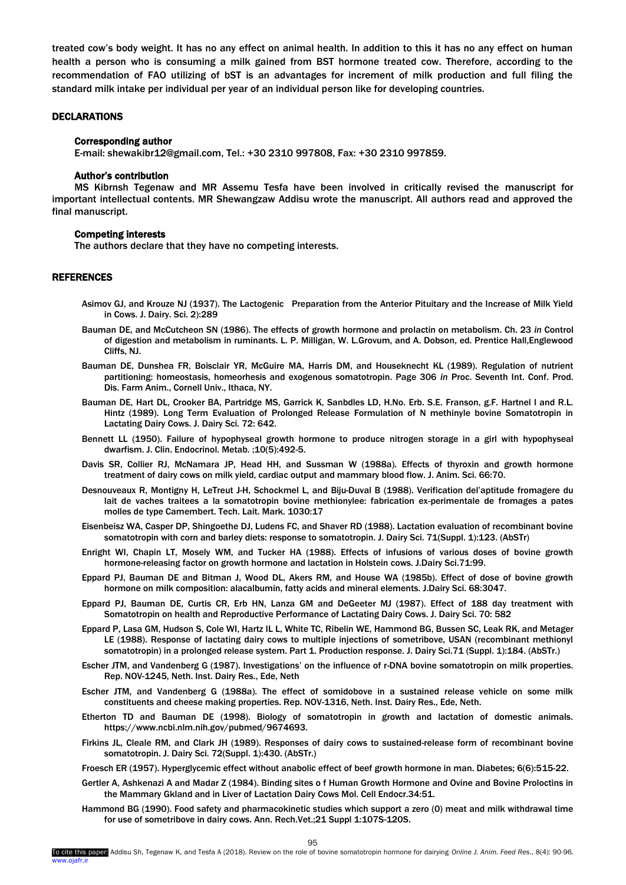treated cow's body weight. It has no any effect on animal health. In addition to this it has no any effect on human health a person who is consuming a milk gained from BST hormone treated cow. Therefore, according to the recommendation of FAO utilizing of bST is an advantages for increment of milk production and full filing the standard milk intake per individual per year of an individual person like for developing countries.

## DECLARATIONS

### Corresponding author

E-mail: shewakibr12@gmail.com, Tel.: +30 2310 997808, Fax: +30 2310 997859.

### Author's contribution

MS Kibrnsh Tegenaw and MR Assemu Tesfa have been involved in critically revised the manuscript for important intellectual contents. MR Shewangzaw Addisu wrote the manuscript. All authors read and approved the final manuscript.

### Competing interests

The authors declare that they have no competing interests.

## REFERENCES

Asimov GJ, and Krouze NJ (1937). The Lactogenic Preparation from the Anterior Pituitary and the Increase of Milk Yield in Cows. J. Dairy. Sci. 2):289

Bauman DE, and McCutcheon SN (1986). The effects of growth hormone and prolactin on metabolism. Ch. 23 *in* Control of digestion and metabolism in ruminants. L. P. Milligan, W. L.Grovum, and A. Dobson, ed. Prentice Hall,Englewood Cliffs, NJ.

Bauman DE, Dunshea FR, Boisclair YR, McGuire MA, Harris DM, and Houseknecht KL (1989). Regulation of nutrient partitioning: homeostasis, homeorhesis and exogenous somatotropin. Page 306 *in* Proc. Seventh Int. Conf. Prod. Dis. Farm Anim., Cornell Univ., Ithaca, NY.

Bauman DE, Hart DL, Crooker BA, Partridge MS, Garrick K, Sanbdles LD, H.No. Erb. S.E. Franson, g.F. Hartnel I and R.L. Hintz (1989). Long Term Evaluation of Prolonged Release Formulation of N methinyle bovine Somatotropin in Lactating Dairy Cows. J. Dairy Sci. 72: 642.

Bennett LL (1950). Failure of hypophyseal growth hormone to produce nitrogen storage in a girl with hypophyseal dwarfism. J. Clin. Endocrinol. Metab. ;10(5):492-5.

Davis SR, Collier RJ, McNamara JP, Head HH, and Sussman W (1988a). Effects of thyroxin and growth hormone treatment of dairy cows on milk yield, cardiac output and mammary blood flow. J. Anim. Sci. 66:70.

Desnouveaux R, Montigny H, LeTreut J-H, Schockmel L, and Biju-Duval B (1988). Verification del'aptitude fromagere du lait de vaches traitees a la somatotropin bovine methionylee: fabrication ex-perimentale de fromages a pates molles de type Camembert. Tech. Lait. Mark. 1030:17

Eisenbeisz WA, Casper DP, Shingoethe DJ, Ludens FC, and Shaver RD (1988). Lactation evaluation of recombinant bovine somatotropin with corn and barley diets: response to somatotropin. J. Dairy Sci. 71(Suppl. 1):123. (AbSTr)

Enright WI, Chapin LT, Mosely WM, and Tucker HA (1988). Effects of infusions of various doses of bovine growth hormone-releasing factor on growth hormone and lactation in Holstein cows. J.Dairy Sci.71:99.

Eppard PJ, Bauman DE and Bitman J, Wood DL, Akers RM, and House WA (1985b). Effect of dose of bovine growth hormone on milk composition: alacalbumin, fatty acids and mineral elements. J.Dairy Sci. 68:3047.

Eppard PJ, Bauman DE, Curtis CR, Erb HN, Lanza GM and DeGeeter MJ (1987). Effect of 188 day treatment with Somatotropin on health and Reproductive Performance of Lactating Dairy Cows. J. Dairy Sci. 70: 582

Eppard P, Lasa GM, Hudson S, Cole WI, Hartz IL L, White TC, Ribelin WE, Hammond BG, Bussen SC, Leak RK, and Metager LE (1988). Response of lactating dairy cows to multiple injections of sometribove, USAN (recombinant methionyl somatotropin) in a prolonged release system. Part 1. Production response. J. Dairy Sci.71 (Suppl. 1):184. (AbSTr.)

Escher JTM, and Vandenberg G (1987). Investigations' on the influence of r-DNA bovine somatotropin on milk properties. Rep. NOV-1245, Neth. Inst. Dairy Res., Ede, Neth

Escher JTM, and Vandenberg G (1988a). The effect of somidobove in a sustained release vehicle on some milk constituents and cheese making properties. Rep. NOV-1316, Neth. Inst. Dairy Res., Ede, Neth.

Etherton TD and Bauman DE (1998). Biology of somatotropin in growth and lactation of domestic animals. https://www.ncbi.nlm.nih.gov/pubmed/9674693.

Firkins JL, Cleale RM, and Clark JH (1989). Responses of dairy cows to sustained-release form of recombinant bovine somatotropin. J. Dairy Sci. 72(Suppl. 1):430. (AbSTr.)

Froesch ER (1957). Hyperglycemic effect without anabolic effect of beef growth hormone in man. Diabetes; 6(6):515-22.

Gertler A, Ashkenazi A and Madar Z (1984). Binding sites o f Human Growth Hormone and Ovine and Bovine Proloctins in the Mammary Gkland and in Liver of Lactation Dairy Cows Mol. Cell Endocr.34:51.

Hammond BG (1990). Food safety and pharmacokinetic studies which support a zero (0) meat and milk withdrawal time for use of sometribove in dairy cows. Ann. Rech.Vet.;21 Suppl 1:107S-120S.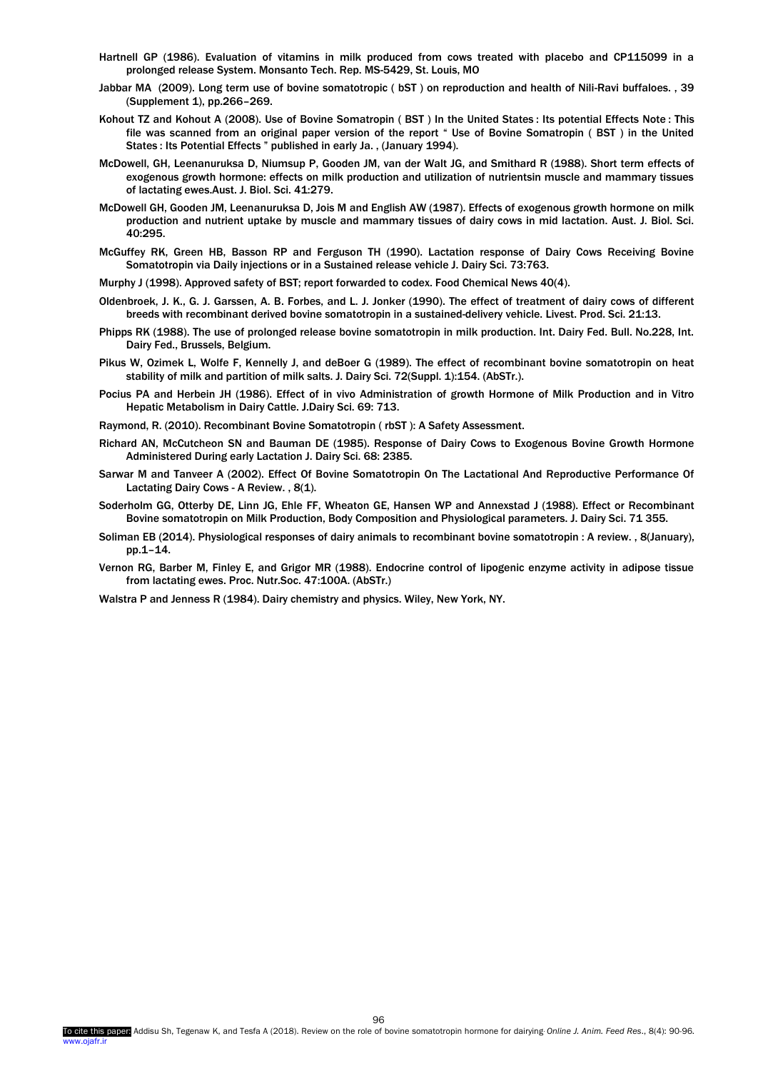Hartnell GP (1986). Evaluation of vitamins in milk produced from cows treated with placebo and CP115099 in a prolonged release System. Monsanto Tech. Rep. MS-5429, St. Louis, MO

Jabbar MA (2009). Long term use of bovine somatotropic ( bST ) on reproduction and health of Nili-Ravi buffaloes. , 39 (Supplement 1), pp.266–269.

Kohout TZ and Kohout A (2008). Use of Bovine Somatropin ( BST ) In the United States : Its potential Effects Note : This file was scanned from an original paper version of the report " Use of Bovine Somatropin ( BST ) in the United States : Its Potential Effects " published in early Ja. , (January 1994).

McDowell, GH, Leenanuruksa D, Niumsup P, Gooden JM, van der Walt JG, and Smithard R (1988). Short term effects of exogenous growth hormone: effects on milk production and utilization of nutrientsin muscle and mammary tissues of lactating ewes.Aust. J. Biol. Sci. 41:279.

McDowell GH, Gooden JM, Leenanuruksa D, Jois M and English AW (1987). Effects of exogenous growth hormone on milk production and nutrient uptake by muscle and mammary tissues of dairy cows in mid lactation. Aust. J. Biol. Sci. 40:295.

McGuffey RK, Green HB, Basson RP and Ferguson TH (1990). Lactation response of Dairy Cows Receiving Bovine Somatotropin via Daily injections or in a Sustained release vehicle J. Dairy Sci. 73:763.

Murphy J (1998). Approved safety of BST; report forwarded to codex. Food Chemical News 40(4).

Oldenbroek, J. K., G. J. Garssen, A. B. Forbes, and L. J. Jonker (1990). The effect of treatment of dairy cows of different breeds with recombinant derived bovine somatotropin in a sustained-delivery vehicle. Livest. Prod. Sci. 21:13.

Phipps RK (1988). The use of prolonged release bovine somatotropin in milk production. Int. Dairy Fed. Bull. No.228, Int. Dairy Fed., Brussels, Belgium.

Pikus W, Ozimek L, Wolfe F, Kennelly J, and deBoer G (1989). The effect of recombinant bovine somatotropin on heat stability of milk and partition of milk salts. J. Dairy Sci. 72(Suppl. 1):154. (AbSTr.).

Pocius PA and Herbein JH (1986). Effect of in vivo Administration of growth Hormone of Milk Production and in Vitro Hepatic Metabolism in Dairy Cattle. J.Dairy Sci. 69: 713.

Raymond, R. (2010). Recombinant Bovine Somatotropin ( rbST ): A Safety Assessment.

Richard AN, McCutcheon SN and Bauman DE (1985). Response of Dairy Cows to Exogenous Bovine Growth Hormone Administered During early Lactation J. Dairy Sci. 68: 2385.

Sarwar M and Tanveer A (2002). Effect Of Bovine Somatotropin On The Lactational And Reproductive Performance Of Lactating Dairy Cows - A Review. , 8(1).

Soderholm GG, Otterby DE, Linn JG, Ehle FF, Wheaton GE, Hansen WP and Annexstad J (1988). Effect or Recombinant Bovine somatotropin on Milk Production, Body Composition and Physiological parameters. J. Dairy Sci. 71 355.

Soliman EB (2014). Physiological responses of dairy animals to recombinant bovine somatotropin : A review. , 8(January), pp.1–14.

Vernon RG, Barber M, Finley E, and Grigor MR (1988). Endocrine control of lipogenic enzyme activity in adipose tissue from lactating ewes. Proc. Nutr.Soc. 47:100A. (AbSTr.)

Walstra P and Jenness R (1984). Dairy chemistry and physics. Wiley, New York, NY.